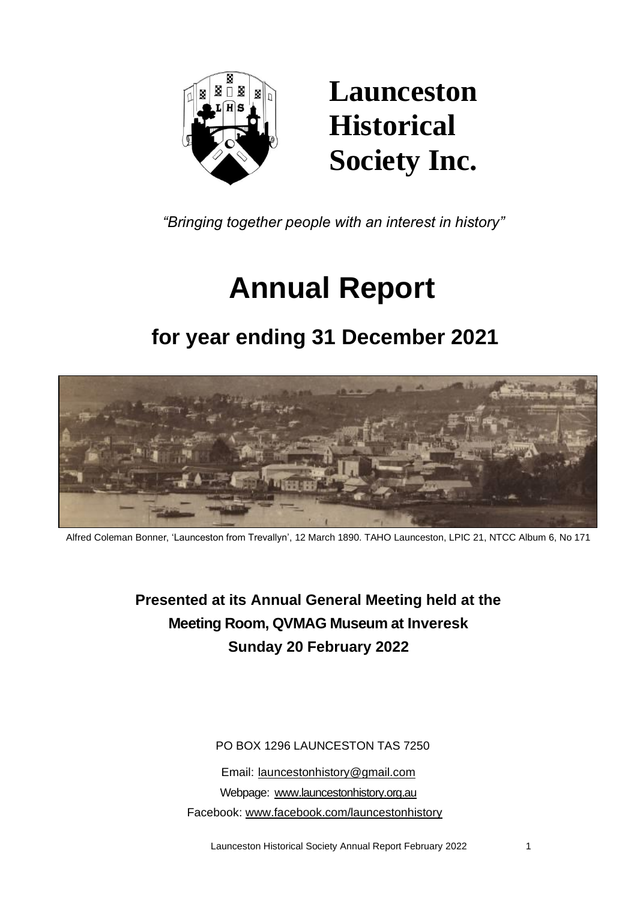# Launceston Historical Society Inc.

*"Bringing together people with an interest in history"*

# Annual Report

## for year ending 31 December 2021

Alfred Coleman Bonner, 'Launceston from Trevallyn', 12 March 1890. TAHO Launceston, LPIC 21, NTCC Album 6, No 171

**Presented at its Annual General Meeting held at the Meeting Room, QVMAG Museum at Inveresk Sunday 20 February 2022**

PO BOX 1296 LAUNCESTON TAS 7250

Email: launcestonhistory@gmail.com

Webpage: www.launcestonhistory.org.au

Facebook: www.facebook.com/launcestonhistory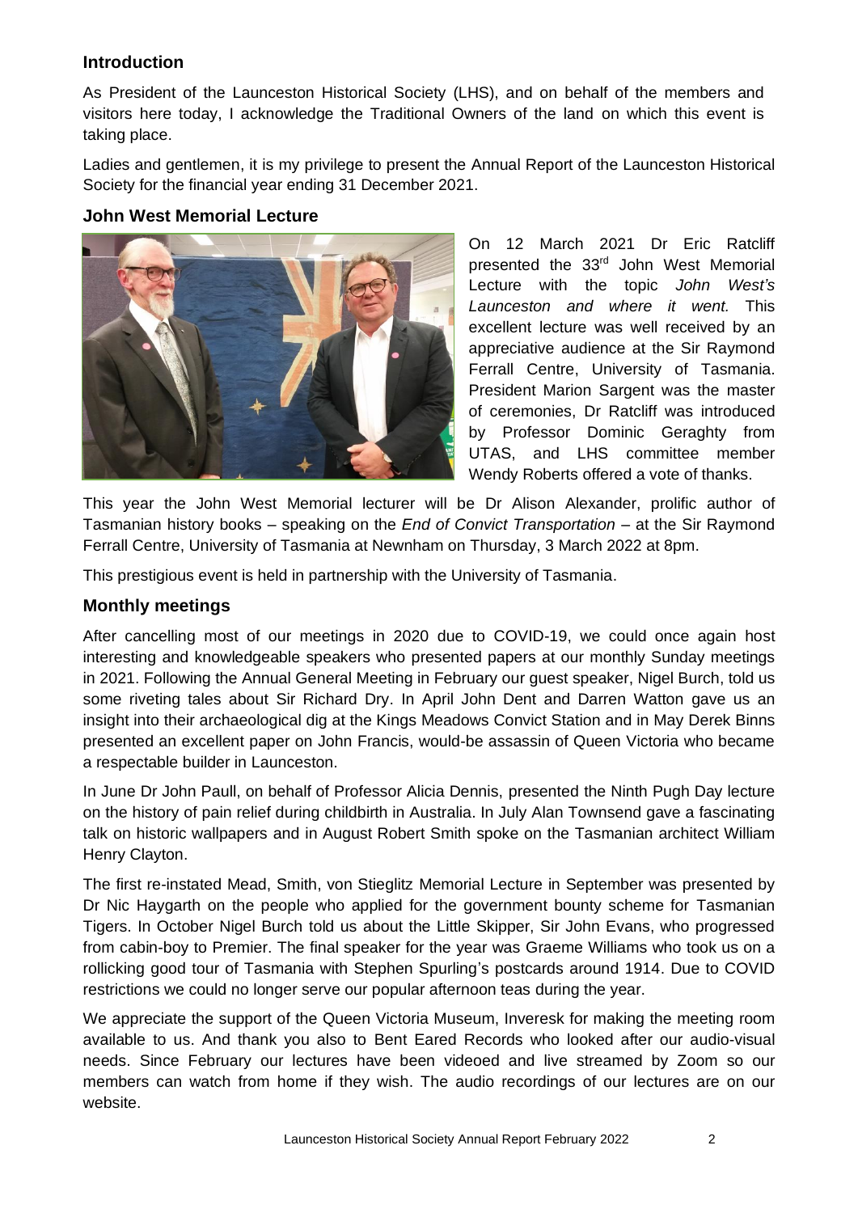## Introduction

As President of the Launceston Historical Society (LHS), and on behalf of the members and visitors here today, I acknowledge the Traditional Owners of the land on which this event is taking place.

Ladies and gentlemen, it is my privilege to present the Annual Report of the Launceston Historical Society for the financial year ending 31 December 2021.

## John West Memorial Lecture

On 12 March 2021 Dr Eric Ratcliff presented the 33rd John West Memorial Lecture with the topic *John West's Launceston and where it went.* This excellent lecture was well received by an appreciative audience at the Sir Raymond Ferrall Centre, University of Tasmania. President Marion Sargent was the master of ceremonies, Dr Ratcliff was introduced by Professor Dominic Geraghty from UTAS, and LHS committee member Wendy Roberts offered a vote of thanks.

This year the John West Memorial lecturer will be Dr Alison Alexander, prolific author of Tasmanian history books – speaking on the *End of Convict Transportation* – at the Sir Raymond Ferrall Centre, University of Tasmania at Newnham on Thursday, 3 March 2022 at 8pm.

This prestigious event is held in partnership with the University of Tasmania.

## Monthly meetings

After cancelling most of our meetings in 2020 due to COVID-19, we could once again host interesting and knowledgeable speakers who presented papers at our monthly Sunday meetings in 2021. Following the Annual General Meeting in February our guest speaker, Nigel Burch, told us some riveting tales about Sir Richard Dry. In April John Dent and Darren Watton gave us an insight into their archaeological dig at the Kings Meadows Convict Station and in May Derek Binns presented an excellent paper on John Francis, would-be assassin of Queen Victoria who became a respectable builder in Launceston.

In June Dr John Paull, on behalf of Professor Alicia Dennis, presented the Ninth Pugh Day lecture on the history of pain relief during childbirth in Australia. In July Alan Townsend gave a fascinating talk on historic wallpapers and in August Robert Smith spoke on the Tasmanian architect William Henry Clayton.

The first re-instated Mead, Smith, von Stieglitz Memorial Lecture in September was presented by Dr Nic Haygarth on the people who applied for the government bounty scheme for Tasmanian Tigers. In October Nigel Burch told us about the Little Skipper, Sir John Evans, who progressed from cabin-boy to Premier. The final speaker for the year was Graeme Williams who took us on a rollicking good tour of Tasmania with Stephen Spurling's postcards around 1914. Due to COVID restrictions we could no longer serve our popular afternoon teas during the year.

We appreciate the support of the Queen Victoria Museum, Inveresk for making the meeting room available to us. And thank you also to Bent Eared Records who looked after our audio-visual needs. Since February our lectures have been videoed and live streamed by Zoom so our members can watch from home if they wish. The audio recordings of our lectures are on our website.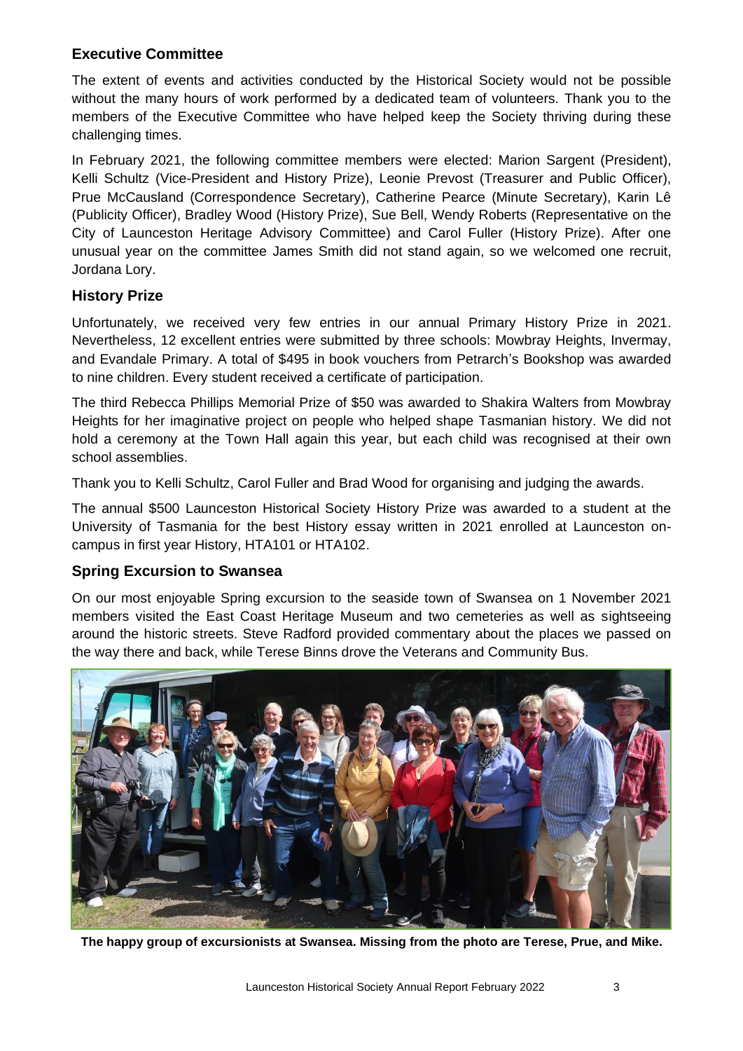## Executive Committee

The extent of events and activities conducted by the Historical Society would not be possible without the many hours of work performed by a dedicated team of volunteers. Thank you to the members of the Executive Committee who have helped keep the Society thriving during these challenging times.

In February 2021, the following committee members were elected: Marion Sargent (President), Kelli Schultz (Vice-President and History Prize), Leonie Prevost (Treasurer and Public Officer), Prue McCausland (Correspondence Secretary), Catherine Pearce (Minute Secretary), Karin Lê (Publicity Officer), Bradley Wood (History Prize), Sue Bell, Wendy Roberts (Representative on the City of Launceston Heritage Advisory Committee) and Carol Fuller (History Prize). After one unusual year on the committee James Smith did not stand again, so we welcomed one recruit, Jordana Lory.

## History Prize

Unfortunately, we received very few entries in our annual Primary History Prize in 2021. Nevertheless, 12 excellent entries were submitted by three schools: Mowbray Heights, Invermay, and Evandale Primary. A total of $495 in book vouchers from Petrarch's Bookshop was awarded to nine children. Every student received a certificate of participation.

The third Rebecca Phillips Memorial Prize of $50 was awarded to Shakira Walters from Mowbray Heights for her imaginative project on people who helped shape Tasmanian history. We did not hold a ceremony at the Town Hall again this year, but each child was recognised at their own school assemblies.

Thank you to Kelli Schultz, Carol Fuller and Brad Wood for organising and judging the awards.

The annual $500 Launceston Historical Society History Prize was awarded to a student at the University of Tasmania for the best History essay written in 2021 enrolled at Launceston on-campus in first year History, HTA101 or HTA102.

## Spring Excursion to Swansea

On our most enjoyable Spring excursion to the seaside town of Swansea on 1 November 2021 members visited the East Coast Heritage Museum and two cemeteries as well as sightseeing around the historic streets. Steve Radford provided commentary about the places we passed on the way there and back, while Terese Binns drove the Veterans and Community Bus.

**The happy group of excursionists at Swansea. Missing from the photo are Terese, Prue, and Mike.**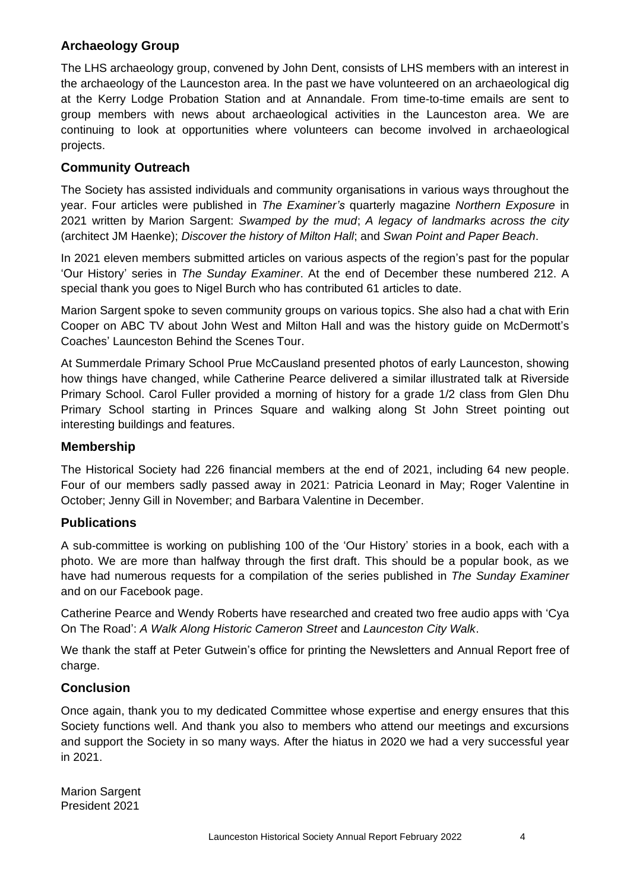## Archaeology Group

The LHS archaeology group, convened by John Dent, consists of LHS members with an interest in the archaeology of the Launceston area. In the past we have volunteered on an archaeological dig at the Kerry Lodge Probation Station and at Annandale. From time-to-time emails are sent to group members with news about archaeological activities in the Launceston area. We are continuing to look at opportunities where volunteers can become involved in archaeological projects.

## Community Outreach

The Society has assisted individuals and community organisations in various ways throughout the year. Four articles were published in *The Examiner's* quarterly magazine *Northern Exposure* in 2021 written by Marion Sargent: *Swamped by the mud*; *A legacy of landmarks across the city* (architect JM Haenke); *Discover the history of Milton Hall*; and *Swan Point and Paper Beach*.

In 2021 eleven members submitted articles on various aspects of the region's past for the popular 'Our History' series in *The Sunday Examiner*. At the end of December these numbered 212. A special thank you goes to Nigel Burch who has contributed 61 articles to date.

Marion Sargent spoke to seven community groups on various topics. She also had a chat with Erin Cooper on ABC TV about John West and Milton Hall and was the history guide on McDermott's Coaches' Launceston Behind the Scenes Tour.

At Summerdale Primary School Prue McCausland presented photos of early Launceston, showing how things have changed, while Catherine Pearce delivered a similar illustrated talk at Riverside Primary School. Carol Fuller provided a morning of history for a grade 1/2 class from Glen Dhu Primary School starting in Princes Square and walking along St John Street pointing out interesting buildings and features.

## Membership

The Historical Society had 226 financial members at the end of 2021, including 64 new people. Four of our members sadly passed away in 2021: Patricia Leonard in May; Roger Valentine in October; Jenny Gill in November; and Barbara Valentine in December.

## Publications

A sub-committee is working on publishing 100 of the 'Our History' stories in a book, each with a photo. We are more than halfway through the first draft. This should be a popular book, as we have had numerous requests for a compilation of the series published in *The Sunday Examiner* and on our Facebook page.

Catherine Pearce and Wendy Roberts have researched and created two free audio apps with 'Cya On The Road': *A Walk Along Historic Cameron Street* and *Launceston City Walk*.

We thank the staff at Peter Gutwein's office for printing the Newsletters and Annual Report free of charge.

## Conclusion

Once again, thank you to my dedicated Committee whose expertise and energy ensures that this Society functions well. And thank you also to members who attend our meetings and excursions and support the Society in so many ways. After the hiatus in 2020 we had a very successful year in 2021.

Marion Sargent
President 2021